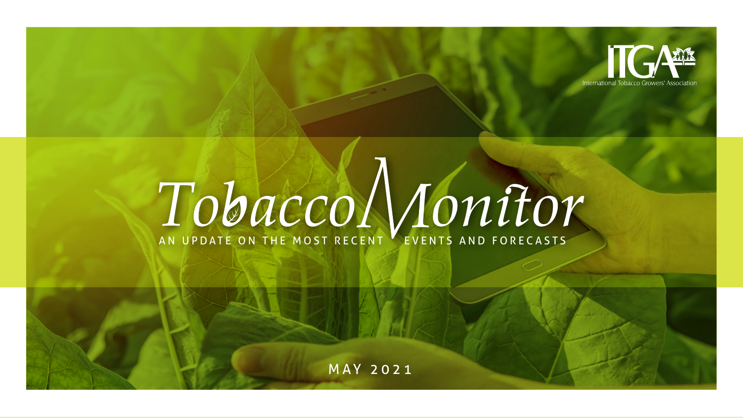ITGA

International Tobacco Growers' Association

# TobaccoMonitor

AN UPDATE ON THE MOST RECENT EVENTS AND FORECASTS

MAY 2021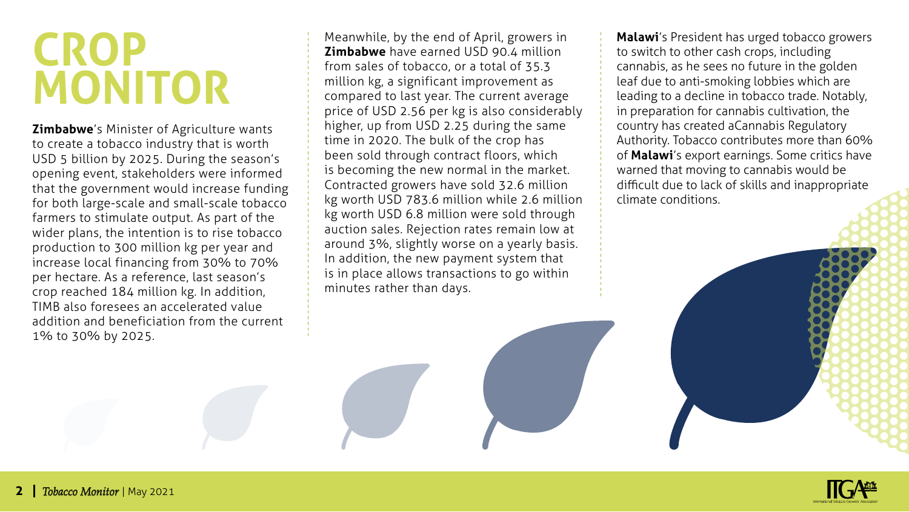# CROP MONITOR

**Zimbabwe**'s Minister of Agriculture wants to create a tobacco industry that is worth USD 5 billion by 2025. During the season's opening event, stakeholders were informed that the government would increase funding for both large-scale and small-scale tobacco farmers to stimulate output. As part of the wider plans, the intention is to rise tobacco production to 300 million kg per year and increase local financing from 30% to 70% per hectare. As a reference, last season's crop reached 184 million kg. In addition, TIMB also foresees an accelerated value addition and beneficiation from the current 1% to 30% by 2025.

Meanwhile, by the end of April, growers in **Zimbabwe** have earned USD 90.4 million from sales of tobacco, or a total of 35.3 million kg, a significant improvement as compared to last year. The current average price of USD 2.56 per kg is also considerably higher, up from USD 2.25 during the same time in 2020. The bulk of the crop has been sold through contract floors, which is becoming the new normal in the market. Contracted growers have sold 32.6 million kg worth USD 783.6 million while 2.6 million kg worth USD 6.8 million were sold through auction sales. Rejection rates remain low at around 3%, slightly worse on a yearly basis. In addition, the new payment system that is in place allows transactions to go within minutes rather than days.

**Malawi**'s President has urged tobacco growers to switch to other cash crops, including cannabis, as he sees no future in the golden leaf due to anti-smoking lobbies which are leading to a decline in tobacco trade. Notably, in preparation for cannabis cultivation, the country has created aCannabis Regulatory Authority. Tobacco contributes more than 60% of **Malawi**'s export earnings. Some critics have warned that moving to cannabis would be difficult due to lack of skills and inappropriate climate conditions.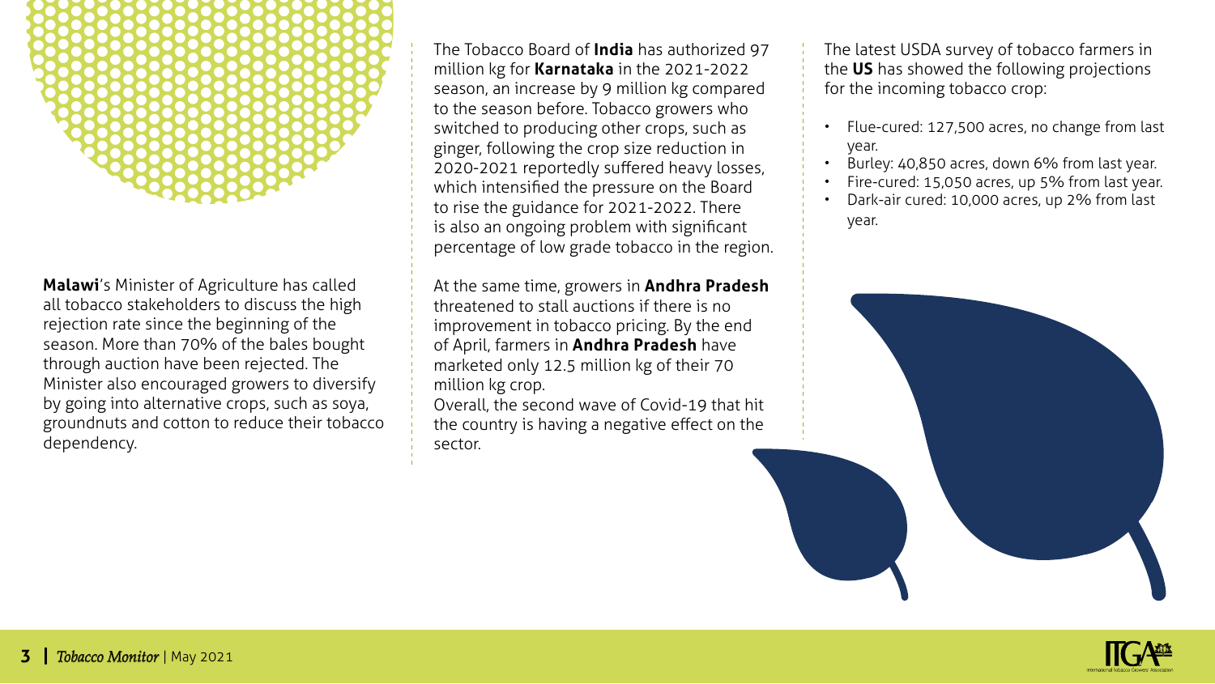**Malawi**'s Minister of Agriculture has called all tobacco stakeholders to discuss the high rejection rate since the beginning of the season. More than 70% of the bales bought through auction have been rejected. The Minister also encouraged growers to diversify by going into alternative crops, such as soya, groundnuts and cotton to reduce their tobacco dependency.

The Tobacco Board of **India** has authorized 97 million kg for **Karnataka** in the 2021-2022 season, an increase by 9 million kg compared to the season before. Tobacco growers who switched to producing other crops, such as ginger, following the crop size reduction in 2020-2021 reportedly suffered heavy losses, which intensified the pressure on the Board to rise the guidance for 2021-2022. There is also an ongoing problem with significant percentage of low grade tobacco in the region.

At the same time, growers in **Andhra Pradesh** threatened to stall auctions if there is no improvement in tobacco pricing. By the end of April, farmers in **Andhra Pradesh** have marketed only 12.5 million kg of their 70 million kg crop.
Overall, the second wave of Covid-19 that hit the country is having a negative effect on the sector.

The latest USDA survey of tobacco farmers in the **US** has showed the following projections for the incoming tobacco crop:

- Flue-cured: 127,500 acres, no change from last year.
- Burley: 40,850 acres, down 6% from last year.
- Fire-cured: 15,050 acres, up 5% from last year.
- Dark-air cured: 10,000 acres, up 2% from last year.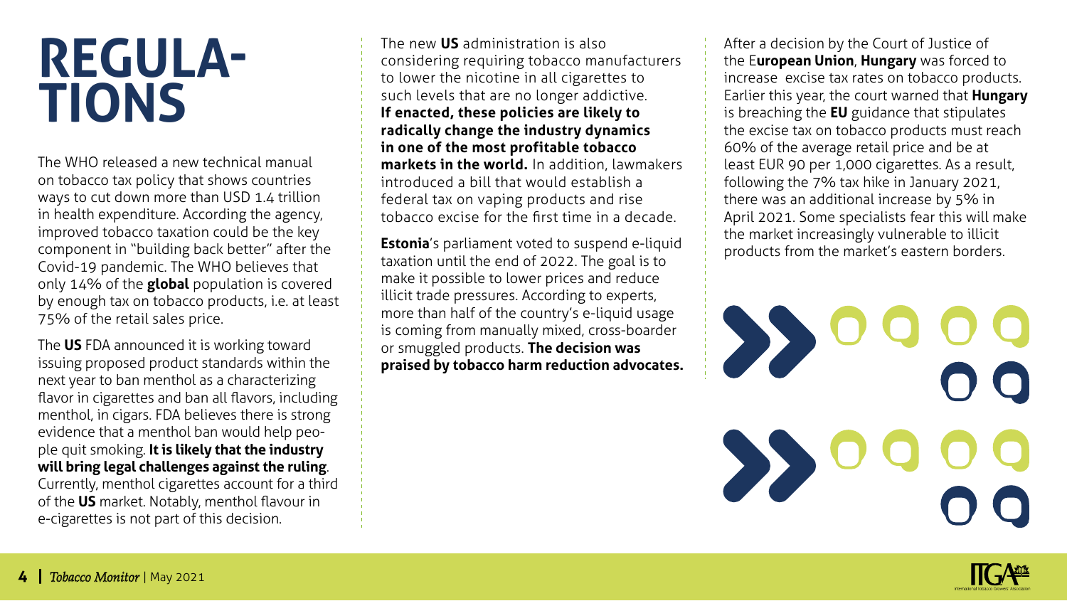# REGULATIONS

The WHO released a new technical manual on tobacco tax policy that shows countries ways to cut down more than USD 1.4 trillion in health expenditure. According the agency, improved tobacco taxation could be the key component in "building back better" after the Covid-19 pandemic. The WHO believes that only 14% of the **global** population is covered by enough tax on tobacco products, i.e. at least 75% of the retail sales price.

The **US** FDA announced it is working toward issuing proposed product standards within the next year to ban menthol as a characterizing flavor in cigarettes and ban all flavors, including menthol, in cigars. FDA believes there is strong evidence that a menthol ban would help people quit smoking. **It is likely that the industry will bring legal challenges against the ruling**. Currently, menthol cigarettes account for a third of the **US** market. Notably, menthol flavour in e-cigarettes is not part of this decision.

The new **US** administration is also considering requiring tobacco manufacturers to lower the nicotine in all cigarettes to such levels that are no longer addictive. **If enacted, these policies are likely to radically change the industry dynamics in one of the most profitable tobacco markets in the world.** In addition, lawmakers introduced a bill that would establish a federal tax on vaping products and rise tobacco excise for the first time in a decade.

**Estonia**'s parliament voted to suspend e-liquid taxation until the end of 2022. The goal is to make it possible to lower prices and reduce illicit trade pressures. According to experts, more than half of the country's e-liquid usage is coming from manually mixed, cross-boarder or smuggled products. **The decision was praised by tobacco harm reduction advocates.**

After a decision by the Court of Justice of the E**uropean Union**, **Hungary** was forced to increase excise tax rates on tobacco products. Earlier this year, the court warned that **Hungary** is breaching the **EU** guidance that stipulates the excise tax on tobacco products must reach 60% of the average retail price and be at least EUR 90 per 1,000 cigarettes. As a result, following the 7% tax hike in January 2021, there was an additional increase by 5% in April 2021. Some specialists fear this will make the market increasingly vulnerable to illicit products from the market's eastern borders.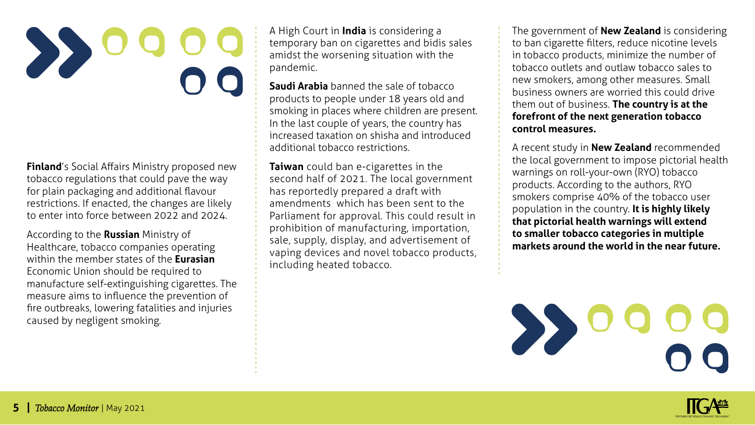**Finland**'s Social Affairs Ministry proposed new tobacco regulations that could pave the way for plain packaging and additional flavour restrictions. If enacted, the changes are likely to enter into force between 2022 and 2024.

According to the **Russian** Ministry of Healthcare, tobacco companies operating within the member states of the **Eurasian** Economic Union should be required to manufacture self-extinguishing cigarettes. The measure aims to influence the prevention of fire outbreaks, lowering fatalities and injuries caused by negligent smoking.

A High Court in **India** is considering a temporary ban on cigarettes and bidis sales amidst the worsening situation with the pandemic.

**Saudi Arabia** banned the sale of tobacco products to people under 18 years old and smoking in places where children are present. In the last couple of years, the country has increased taxation on shisha and introduced additional tobacco restrictions.

**Taiwan** could ban e-cigarettes in the second half of 2021. The local government has reportedly prepared a draft with amendments which has been sent to the Parliament for approval. This could result in prohibition of manufacturing, importation, sale, supply, display, and advertisement of vaping devices and novel tobacco products, including heated tobacco.

The government of **New Zealand** is considering to ban cigarette filters, reduce nicotine levels in tobacco products, minimize the number of tobacco outlets and outlaw tobacco sales to new smokers, among other measures. Small business owners are worried this could drive them out of business. **The country is at the forefront of the next generation tobacco control measures.**

A recent study in **New Zealand** recommended the local government to impose pictorial health warnings on roll-your-own (RYO) tobacco products. According to the authors, RYO smokers comprise 40% of the tobacco user population in the country. **It is highly likely that pictorial health warnings will extend to smaller tobacco categories in multiple markets around the world in the near future.**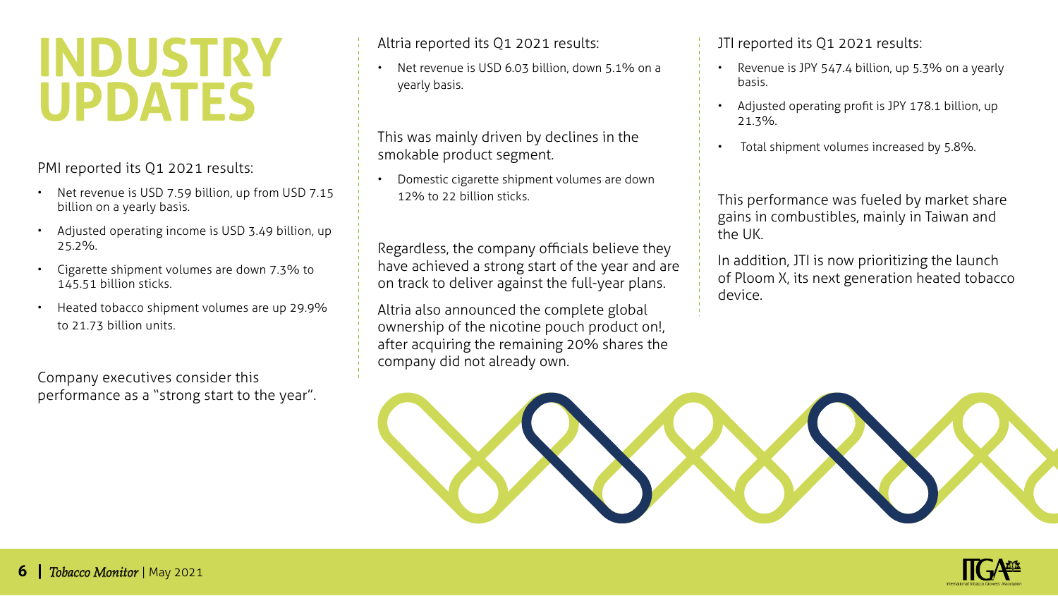# INDUSTRY UPDATES

PMI reported its Q1 2021 results:

- Net revenue is USD 7.59 billion, up from USD 7.15 billion on a yearly basis.
- Adjusted operating income is USD 3.49 billion, up 25.2%.
- Cigarette shipment volumes are down 7.3% to 145.51 billion sticks.
- Heated tobacco shipment volumes are up 29.9% to 21.73 billion units.

Company executives consider this performance as a "strong start to the year".

Altria reported its Q1 2021 results:

- Net revenue is USD 6.03 billion, down 5.1% on a yearly basis.

This was mainly driven by declines in the smokable product segment.

- Domestic cigarette shipment volumes are down 12% to 22 billion sticks.

Regardless, the company officials believe they have achieved a strong start of the year and are on track to deliver against the full-year plans.

Altria also announced the complete global ownership of the nicotine pouch product on!, after acquiring the remaining 20% shares the company did not already own.

JTI reported its Q1 2021 results:

- Revenue is JPY 547.4 billion, up 5.3% on a yearly basis.
- Adjusted operating profit is JPY 178.1 billion, up 21.3%.
- Total shipment volumes increased by 5.8%.

This performance was fueled by market share gains in combustibles, mainly in Taiwan and the UK.

In addition, JTI is now prioritizing the launch of Ploom X, its next generation heated tobacco device.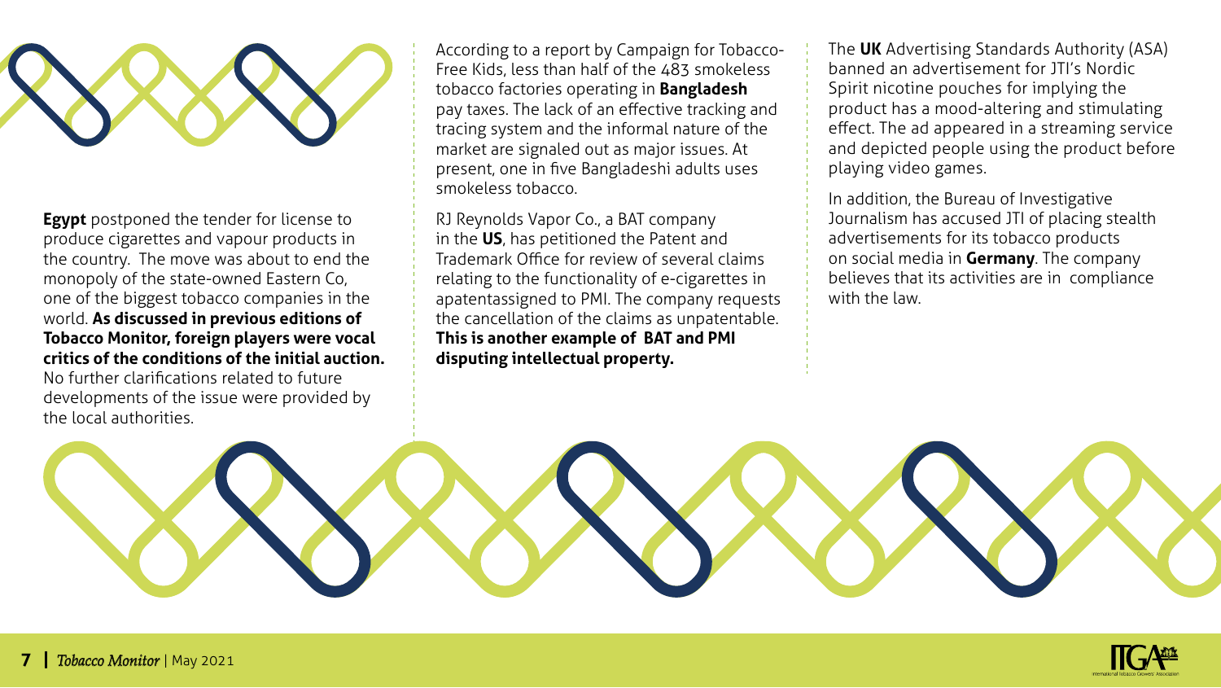**Egypt** postponed the tender for license to produce cigarettes and vapour products in the country. The move was about to end the monopoly of the state-owned Eastern Co, one of the biggest tobacco companies in the world. **As discussed in previous editions of Tobacco Monitor, foreign players were vocal critics of the conditions of the initial auction.** No further clarifications related to future developments of the issue were provided by the local authorities.

According to a report by Campaign for Tobacco-Free Kids, less than half of the 483 smokeless tobacco factories operating in **Bangladesh** pay taxes. The lack of an effective tracking and tracing system and the informal nature of the market are signaled out as major issues. At present, one in five Bangladeshi adults uses smokeless tobacco.

RJ Reynolds Vapor Co., a BAT company in the **US**, has petitioned the Patent and Trademark Office for review of several claims relating to the functionality of e-cigarettes in apatentassigned to PMI. The company requests the cancellation of the claims as unpatentable. **This is another example of BAT and PMI disputing intellectual property.**

The **UK** Advertising Standards Authority (ASA) banned an advertisement for JTI's Nordic Spirit nicotine pouches for implying the product has a mood-altering and stimulating effect. The ad appeared in a streaming service and depicted people using the product before playing video games.

In addition, the Bureau of Investigative Journalism has accused JTI of placing stealth advertisements for its tobacco products on social media in **Germany**. The company believes that its activities are in compliance with the law.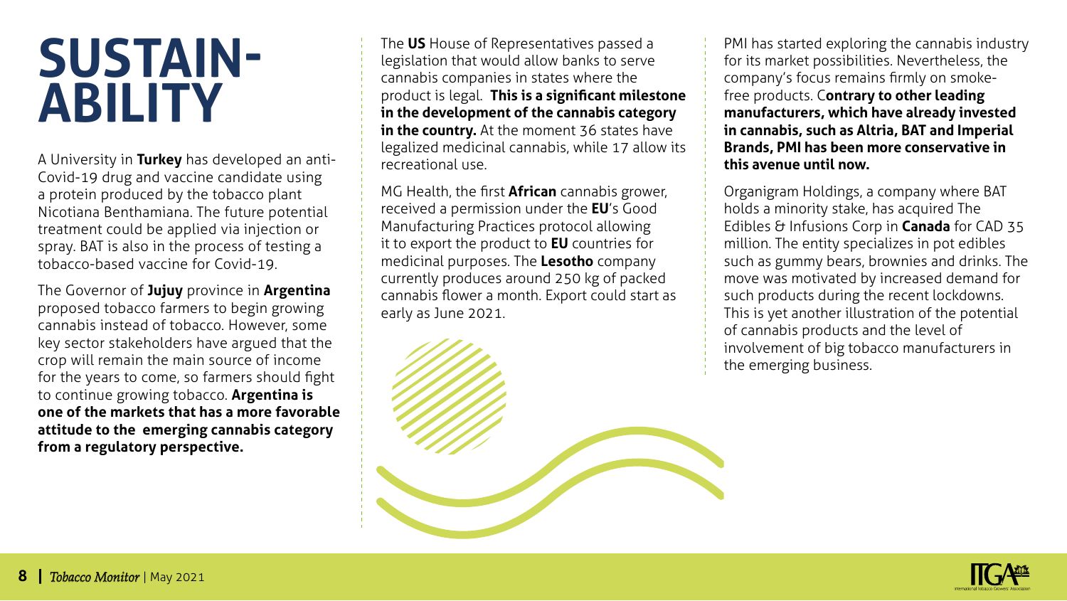# SUSTAINABILITY

A University in **Turkey** has developed an anti-Covid-19 drug and vaccine candidate using a protein produced by the tobacco plant Nicotiana Benthamiana. The future potential treatment could be applied via injection or spray. BAT is also in the process of testing a tobacco-based vaccine for Covid-19.

The Governor of **Jujuy** province in **Argentina** proposed tobacco farmers to begin growing cannabis instead of tobacco. However, some key sector stakeholders have argued that the crop will remain the main source of income for the years to come, so farmers should fight to continue growing tobacco. **Argentina is one of the markets that has a more favorable attitude to the emerging cannabis category from a regulatory perspective.**

The **US** House of Representatives passed a legislation that would allow banks to serve cannabis companies in states where the product is legal. **This is a significant milestone in the development of the cannabis category in the country.** At the moment 36 states have legalized medicinal cannabis, while 17 allow its recreational use.

MG Health, the first **African** cannabis grower, received a permission under the **EU**'s Good Manufacturing Practices protocol allowing it to export the product to **EU** countries for medicinal purposes. The **Lesotho** company currently produces around 250 kg of packed cannabis flower a month. Export could start as early as June 2021.

PMI has started exploring the cannabis industry for its market possibilities. Nevertheless, the company's focus remains firmly on smoke-free products. C**ontrary to other leading manufacturers, which have already invested in cannabis, such as Altria, BAT and Imperial Brands, PMI has been more conservative in this avenue until now.**

Organigram Holdings, a company where BAT holds a minority stake, has acquired The Edibles & Infusions Corp in **Canada** for CAD 35 million. The entity specializes in pot edibles such as gummy bears, brownies and drinks. The move was motivated by increased demand for such products during the recent lockdowns. This is yet another illustration of the potential of cannabis products and the level of involvement of big tobacco manufacturers in the emerging business.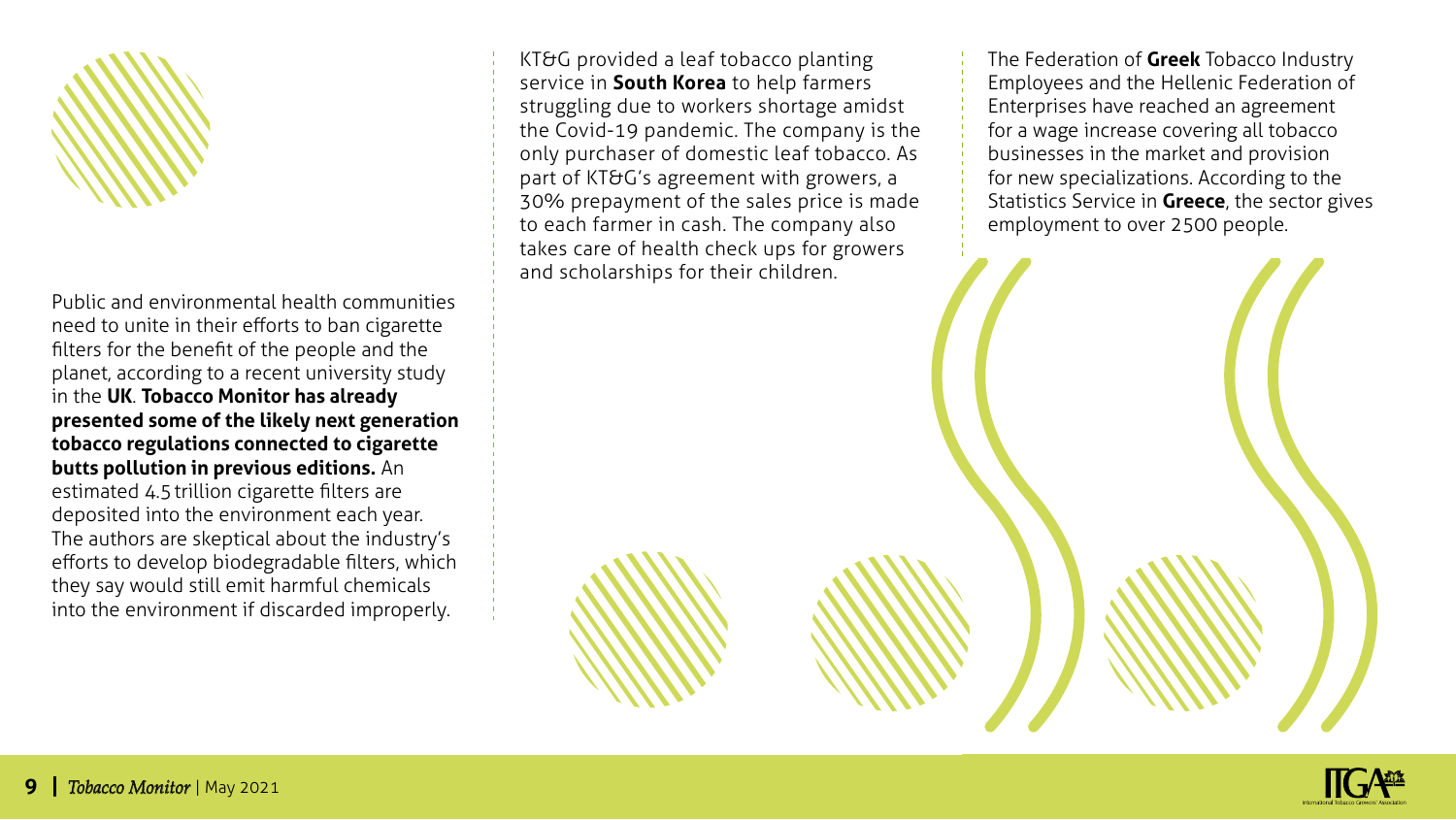Public and environmental health communities need to unite in their efforts to ban cigarette filters for the benefit of the people and the planet, according to a recent university study in the **UK**. **Tobacco Monitor has already presented some of the likely next generation tobacco regulations connected to cigarette butts pollution in previous editions.** An estimated 4.5 trillion cigarette filters are deposited into the environment each year. The authors are skeptical about the industry's efforts to develop biodegradable filters, which they say would still emit harmful chemicals into the environment if discarded improperly.

KT&G provided a leaf tobacco planting service in **South Korea** to help farmers struggling due to workers shortage amidst the Covid-19 pandemic. The company is the only purchaser of domestic leaf tobacco. As part of KT&G's agreement with growers, a 30% prepayment of the sales price is made to each farmer in cash. The company also takes care of health check ups for growers and scholarships for their children.

The Federation of **Greek** Tobacco Industry Employees and the Hellenic Federation of Enterprises have reached an agreement for a wage increase covering all tobacco businesses in the market and provision for new specializations. According to the Statistics Service in **Greece**, the sector gives employment to over 2500 people.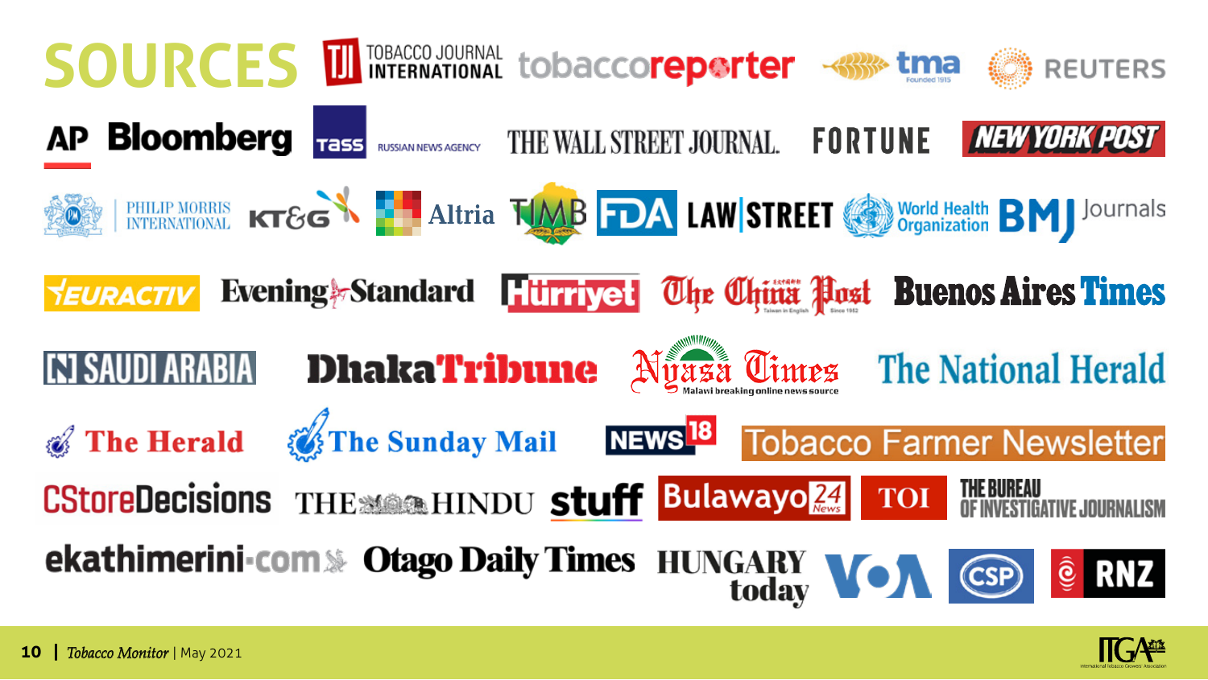# SOURCES

TOBACCO JOURNAL INTERNATIONAL
tobaccoreporter
tma
REUTERS
AP
Bloomberg
TASS RUSSIAN NEWS AGENCY
THE WALL STREET JOURNAL.
FORTUNE
NEW YORK POST
PHILIP MORRIS INTERNATIONAL
KT&G
Altria
TIMB
FDA
LAW|STREET
World Health Organization
BMJ Journals
EURACTIV
Evening Standard
Hürriyet
The China Post
Buenos Aires Times
N SAUDI ARABIA
DhakaTribune
Nyasa Times
The National Herald
The Herald
The Sunday Mail
NEWS18
Tobacco Farmer Newsletter
CStoreDecisions
THE HINDU
stuff
Bulawayo24 News
TOI
THE BUREAU OF INVESTIGATIVE JOURNALISM
ekathimerini.com
Otago Daily Times
HUNGARY today
VOA
CSP
RNZ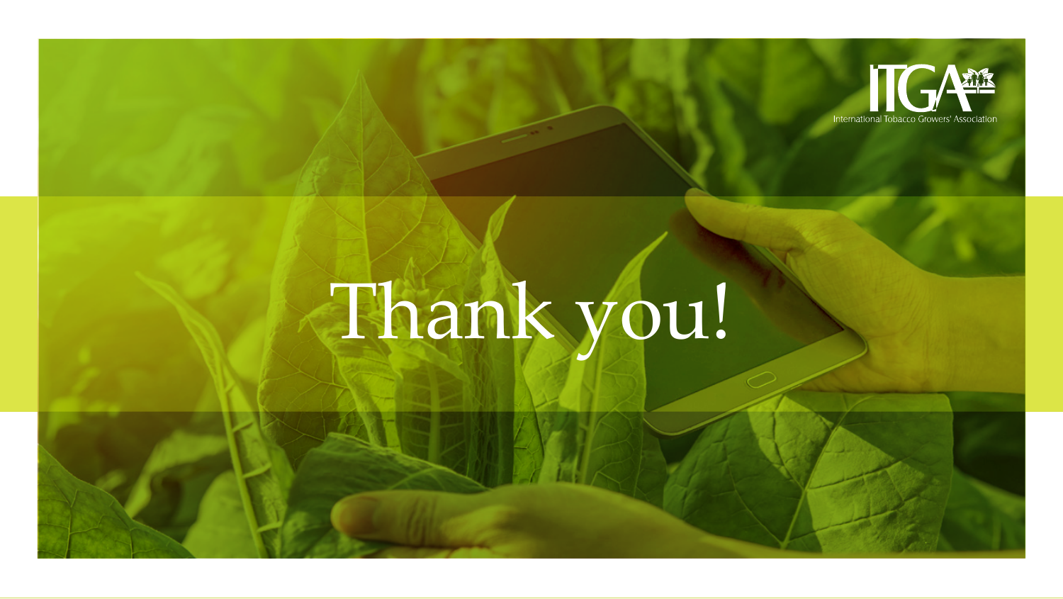ITGA

International Tobacco Growers' Association

# Thank you!